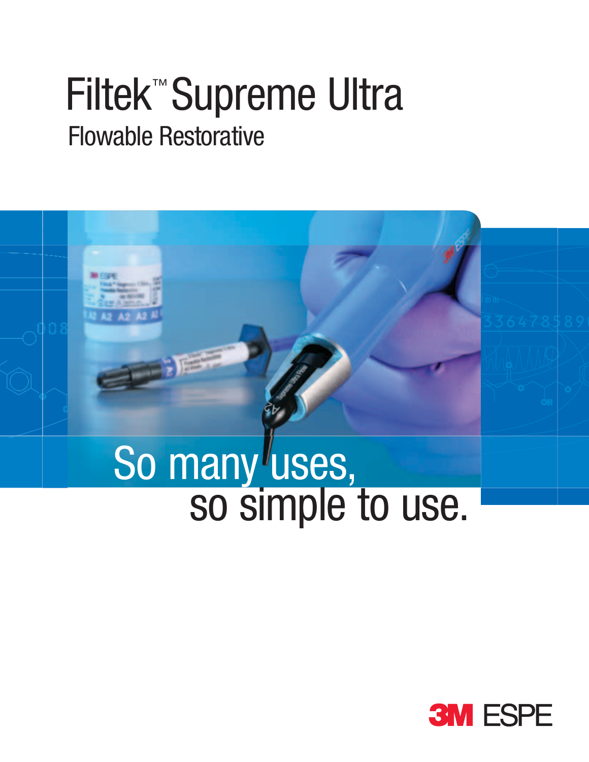# Filtek™ Supreme Ultra

## Flowable Restorative

So many uses,
so simple to use.

3M ESPE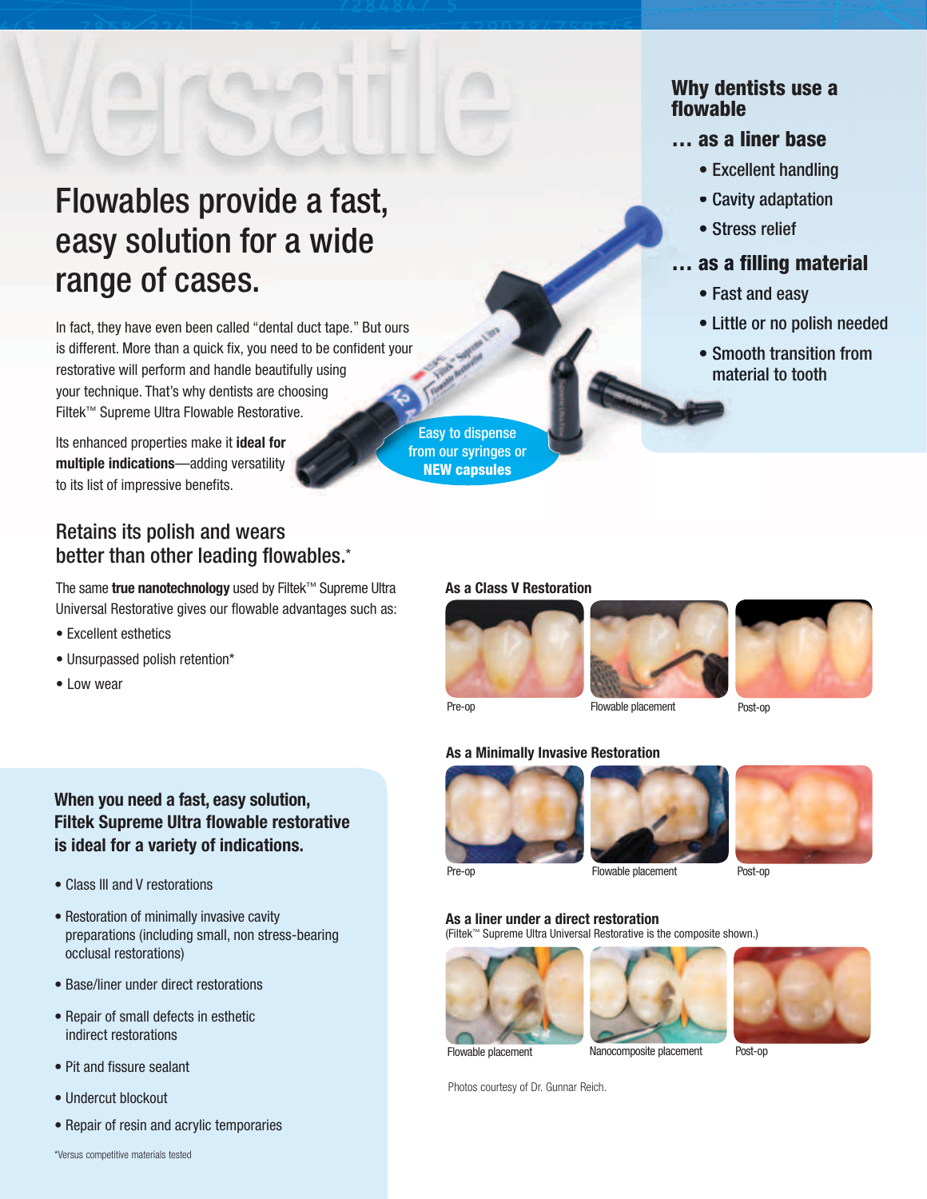# Versatile

## Flowables provide a fast, easy solution for a wide range of cases.

In fact, they have even been called "dental duct tape." But ours is different. More than a quick fix, you need to be confident your restorative will perform and handle beautifully using your technique. That's why dentists are choosing Filtek™ Supreme Ultra Flowable Restorative.

Its enhanced properties make it **ideal for multiple indications**—adding versatility to its list of impressive benefits.

Easy to dispense from our syringes or **NEW capsules**

### Why dentists use a flowable

**… as a liner base**

- Excellent handling
- Cavity adaptation
- Stress relief

**… as a filling material**

- Fast and easy
- Little or no polish needed
- Smooth transition from material to tooth

## Retains its polish and wears better than other leading flowables.*

The same **true nanotechnology** used by Filtek™ Supreme Ultra Universal Restorative gives our flowable advantages such as:

- Excellent esthetics
- Unsurpassed polish retention*
- Low wear

### When you need a fast, easy solution, Filtek Supreme Ultra flowable restorative is ideal for a variety of indications.

- Class III and V restorations
- Restoration of minimally invasive cavity preparations (including small, non stress-bearing occlusal restorations)
- Base/liner under direct restorations
- Repair of small defects in esthetic indirect restorations
- Pit and fissure sealant
- Undercut blockout
- Repair of resin and acrylic temporaries

*Versus competitive materials tested

**As a Class V Restoration**

Pre-op | Flowable placement | Post-op

**As a Minimally Invasive Restoration**

Pre-op | Flowable placement | Post-op

**As a liner under a direct restoration**
(Filtek™ Supreme Ultra Universal Restorative is the composite shown.)

Flowable placement | Nanocomposite placement | Post-op

Photos courtesy of Dr. Gunnar Reich.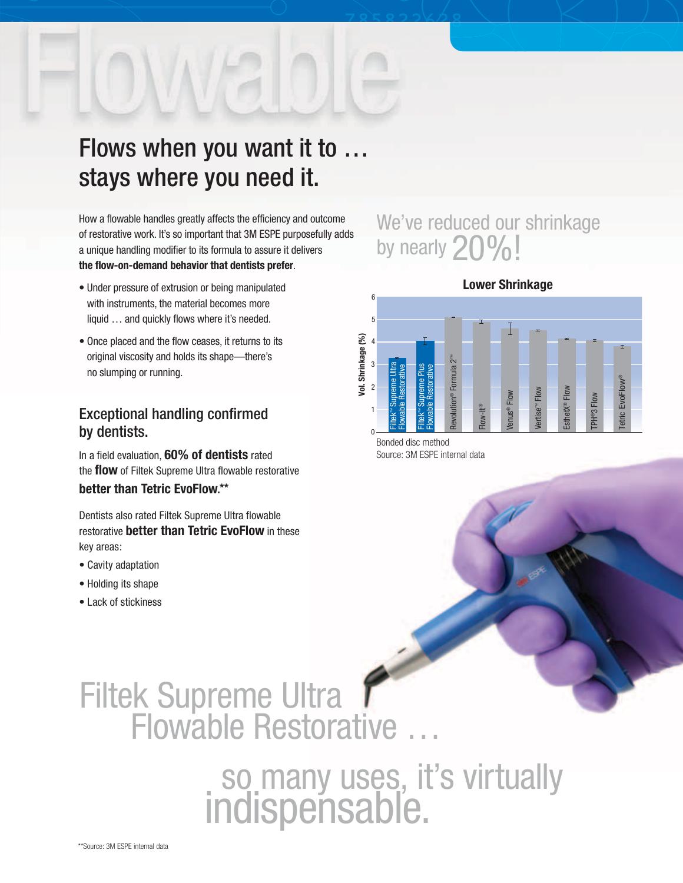# Flowable

## Flows when you want it to … stays where you need it.

How a flowable handles greatly affects the efficiency and outcome of restorative work. It's so important that 3M ESPE purposefully adds a unique handling modifier to its formula to assure it delivers **the flow-on-demand behavior that dentists prefer**.

- Under pressure of extrusion or being manipulated with instruments, the material becomes more liquid … and quickly flows where it's needed.
- Once placed and the flow ceases, it returns to its original viscosity and holds its shape—there's no slumping or running.

### Exceptional handling confirmed by dentists.

In a field evaluation, **60% of dentists** rated the **flow** of Filtek Supreme Ultra flowable restorative **better than Tetric EvoFlow.****

Dentists also rated Filtek Supreme Ultra flowable restorative **better than Tetric EvoFlow** in these key areas:

- Cavity adaptation
- Holding its shape
- Lack of stickiness

We've reduced our shrinkage by nearly 20%!

**Lower Shrinkage**

Vol. Shrinkage (%)

| Product | Approx. Vol. Shrinkage (%) |
|---|---|
| Filtek™ Supreme Ultra Flowable Restorative | 3.3 |
| Filtek™ Supreme Plus Flowable Restorative | 4.0 |
| Revolution® Formula 2™ | 5.1 |
| Flow-it® | 4.9 |
| Venus® Flow | 4.6 |
| Vertise™ Flow | 4.5 |
| EsthetX® Flow | 4.1 |
| TPH®3 Flow | 4.1 |
| Tetric EvoFlow® | 3.8 |

Bonded disc method
Source: 3M ESPE internal data

Filtek Supreme Ultra Flowable Restorative … so many uses, it's virtually indispensable.

**Source: 3M ESPE internal data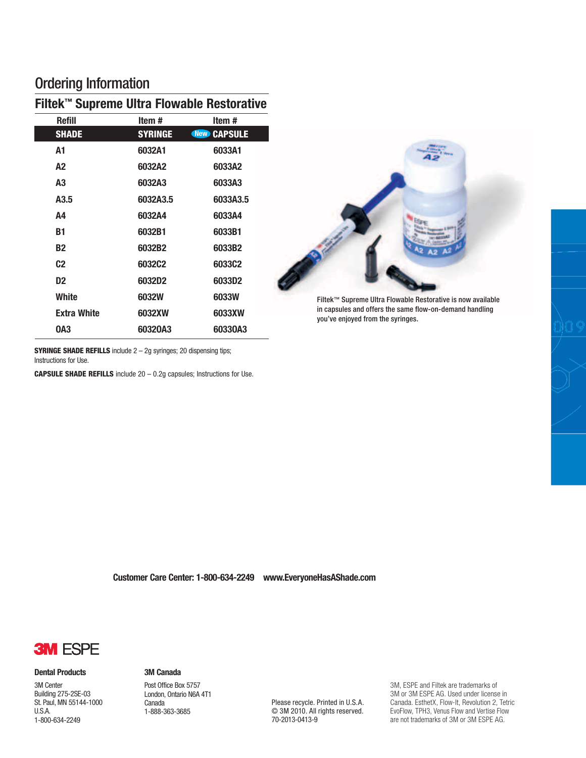# Ordering Information

## Filtek™ Supreme Ultra Flowable Restorative

| Refill SHADE | Item # SYRINGE | Item # New CAPSULE |
|---|---|---|
| A1 | 6032A1 | 6033A1 |
| A2 | 6032A2 | 6033A2 |
| A3 | 6032A3 | 6033A3 |
| A3.5 | 6032A3.5 | 6033A3.5 |
| A4 | 6032A4 | 6033A4 |
| B1 | 6032B1 | 6033B1 |
| B2 | 6032B2 | 6033B2 |
| C2 | 6032C2 | 6033C2 |
| D2 | 6032D2 | 6033D2 |
| White | 6032W | 6033W |
| Extra White | 6032XW | 6033XW |
| OA3 | 6032OA3 | 6033OA3 |

**SYRINGE SHADE REFILLS** include 2 – 2g syringes; 20 dispensing tips; Instructions for Use.

**CAPSULE SHADE REFILLS** include 20 – 0.2g capsules; Instructions for Use.

Filtek™ Supreme Ultra Flowable Restorative is now available in capsules and offers the same flow-on-demand handling you've enjoyed from the syringes.

**Customer Care Center: 1-800-634-2249 www.EveryoneHasAShade.com**

**3M ESPE**

**Dental Products**
3M Center
Building 275-2SE-03
St. Paul, MN 55144-1000
U.S.A.
1-800-634-2249

**3M Canada**
Post Office Box 5757
London, Ontario N6A 4T1
Canada
1-888-363-3685

Please recycle. Printed in U.S.A.
© 3M 2010. All rights reserved.
70-2013-0413-9

3M, ESPE and Filtek are trademarks of 3M or 3M ESPE AG. Used under license in Canada. EsthetX, Flow-It, Revolution 2, Tetric EvoFlow, TPH3, Venus Flow and Vertise Flow are not trademarks of 3M or 3M ESPE AG.